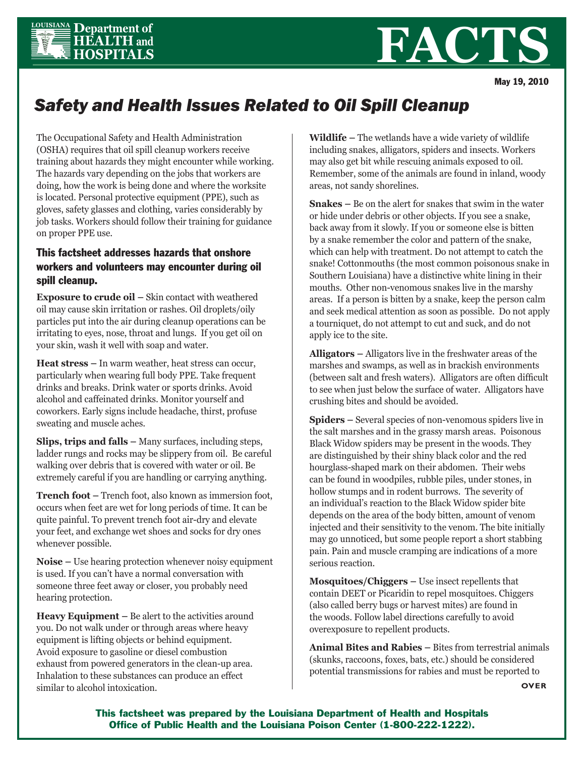LOUISIANA Department of HEALTH and HOSPITALS

# FACTS

May 19, 2010

## *Safety and Health Issues Related to Oil Spill Cleanup*

The Occupational Safety and Health Administration (OSHA) requires that oil spill cleanup workers receive training about hazards they might encounter while working. The hazards vary depending on the jobs that workers are doing, how the work is being done and where the worksite is located. Personal protective equipment (PPE), such as gloves, safety glasses and clothing, varies considerably by job tasks. Workers should follow their training for guidance on proper PPE use.

### This factsheet addresses hazards that onshore workers and volunteers may encounter during oil spill cleanup.

**Exposure to crude oil –** Skin contact with weathered oil may cause skin irritation or rashes. Oil droplets/oily particles put into the air during cleanup operations can be irritating to eyes, nose, throat and lungs. If you get oil on your skin, wash it well with soap and water.

**Heat stress –** In warm weather, heat stress can occur, particularly when wearing full body PPE. Take frequent drinks and breaks. Drink water or sports drinks. Avoid alcohol and caffeinated drinks. Monitor yourself and coworkers. Early signs include headache, thirst, profuse sweating and muscle aches.

**Slips, trips and falls –** Many surfaces, including steps, ladder rungs and rocks may be slippery from oil. Be careful walking over debris that is covered with water or oil. Be extremely careful if you are handling or carrying anything.

**Trench foot –** Trench foot, also known as immersion foot, occurs when feet are wet for long periods of time. It can be quite painful. To prevent trench foot air-dry and elevate your feet, and exchange wet shoes and socks for dry ones whenever possible.

**Noise –** Use hearing protection whenever noisy equipment is used. If you can't have a normal conversation with someone three feet away or closer, you probably need hearing protection.

**Heavy Equipment –** Be alert to the activities around you. Do not walk under or through areas where heavy equipment is lifting objects or behind equipment. Avoid exposure to gasoline or diesel combustion exhaust from powered generators in the clean-up area. Inhalation to these substances can produce an effect similar to alcohol intoxication.

**Wildlife –** The wetlands have a wide variety of wildlife including snakes, alligators, spiders and insects. Workers may also get bit while rescuing animals exposed to oil. Remember, some of the animals are found in inland, woody areas, not sandy shorelines.

**Snakes –** Be on the alert for snakes that swim in the water or hide under debris or other objects. If you see a snake, back away from it slowly. If you or someone else is bitten by a snake remember the color and pattern of the snake, which can help with treatment. Do not attempt to catch the snake! Cottonmouths (the most common poisonous snake in Southern Louisiana) have a distinctive white lining in their mouths. Other non-venomous snakes live in the marshy areas. If a person is bitten by a snake, keep the person calm and seek medical attention as soon as possible. Do not apply a tourniquet, do not attempt to cut and suck, and do not apply ice to the site.

**Alligators –** Alligators live in the freshwater areas of the marshes and swamps, as well as in brackish environments (between salt and fresh waters). Alligators are often difficult to see when just below the surface of water. Alligators have crushing bites and should be avoided.

**Spiders –** Several species of non-venomous spiders live in the salt marshes and in the grassy marsh areas. Poisonous Black Widow spiders may be present in the woods. They are distinguished by their shiny black color and the red hourglass-shaped mark on their abdomen. Their webs can be found in woodpiles, rubble piles, under stones, in hollow stumps and in rodent burrows. The severity of an individual's reaction to the Black Widow spider bite depends on the area of the body bitten, amount of venom injected and their sensitivity to the venom. The bite initially may go unnoticed, but some people report a short stabbing pain. Pain and muscle cramping are indications of a more serious reaction.

**Mosquitoes/Chiggers –** Use insect repellents that contain DEET or Picaridin to repel mosquitoes. Chiggers (also called berry bugs or harvest mites) are found in the woods. Follow label directions carefully to avoid overexposure to repellent products.

**Animal Bites and Rabies –** Bites from terrestrial animals (skunks, raccoons, foxes, bats, etc.) should be considered potential transmissions for rabies and must be reported to

OVER

**This factsheet was prepared by the Louisiana Department of Health and Hospitals Office of Public Health and the Louisiana Poison Center (1-800-222-1222).**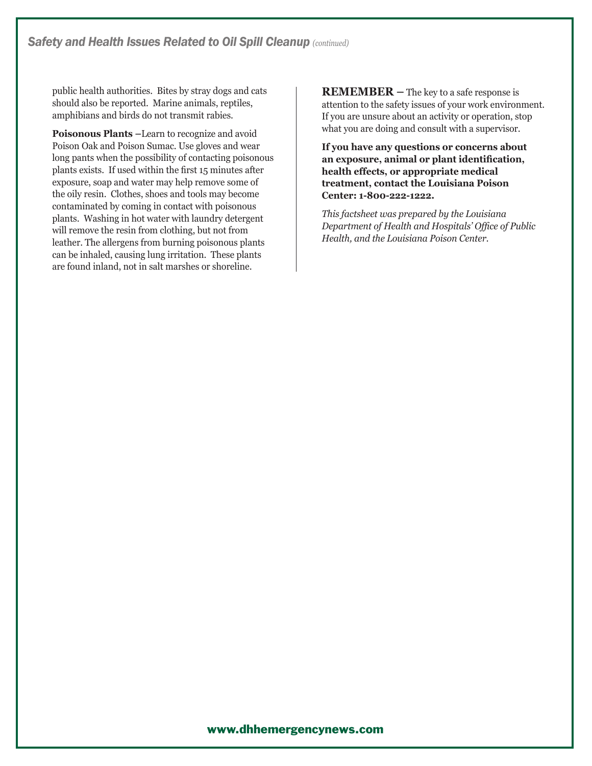public health authorities. Bites by stray dogs and cats should also be reported. Marine animals, reptiles, amphibians and birds do not transmit rabies.

**Poisonous Plants** –Learn to recognize and avoid Poison Oak and Poison Sumac. Use gloves and wear long pants when the possibility of contacting poisonous plants exists. If used within the first 15 minutes after exposure, soap and water may help remove some of the oily resin. Clothes, shoes and tools may become contaminated by coming in contact with poisonous plants. Washing in hot water with laundry detergent will remove the resin from clothing, but not from leather. The allergens from burning poisonous plants can be inhaled, causing lung irritation. These plants are found inland, not in salt marshes or shoreline.

**REMEMBER –** The key to a safe response is attention to the safety issues of your work environment. If you are unsure about an activity or operation, stop what you are doing and consult with a supervisor.

**If you have any questions or concerns about an exposure, animal or plant identification, health effects, or appropriate medical treatment, contact the Louisiana Poison Center: 1-800-222-1222.**

*This factsheet was prepared by the Louisiana Department of Health and Hospitals' Office of Public Health, and the Louisiana Poison Center.*

**www.dhhemergencynews.com**